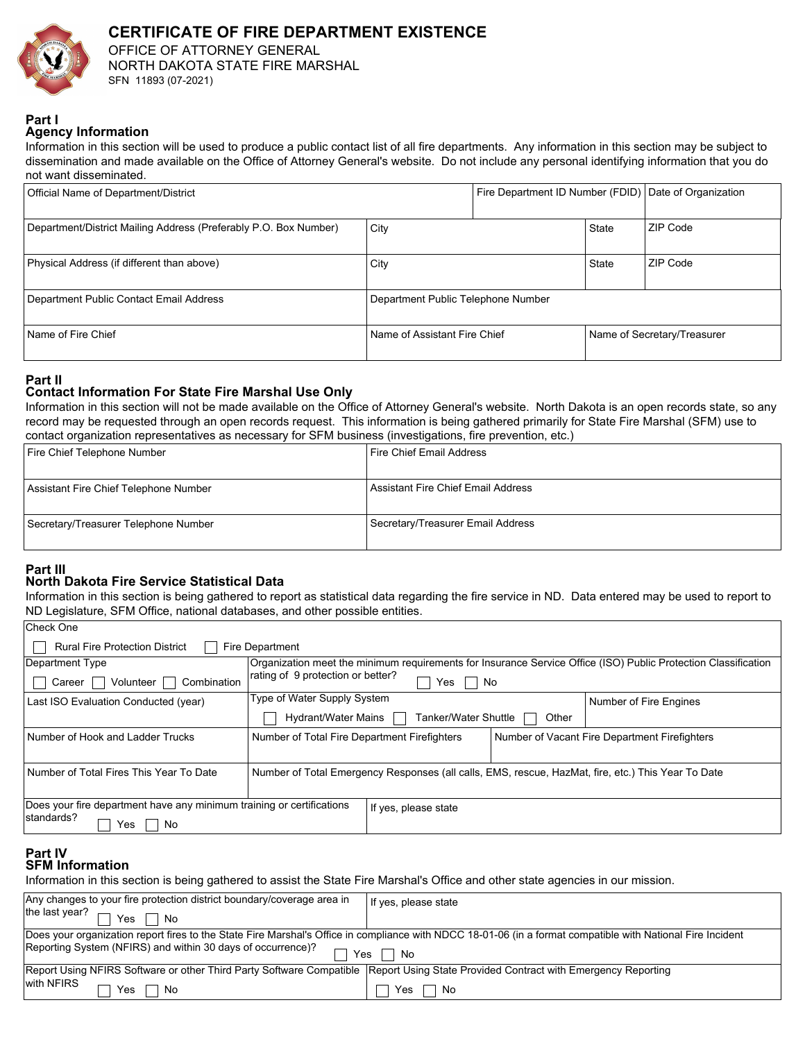# CERTIFICATE OF FIRE DEPARTMENT EXISTENCE

OFFICE OF ATTORNEY GENERAL
NORTH DAKOTA STATE FIRE MARSHAL
SFN 11893 (07-2021)

## Part I
## Agency Information

Information in this section will be used to produce a public contact list of all fire departments. Any information in this section may be subject to dissemination and made available on the Office of Attorney General's website. Do not include any personal identifying information that you do not want disseminated.

| Official Name of Department/District | | Fire Department ID Number (FDID) | Date of Organization |
|---|---|---|---|
| Department/District Mailing Address (Preferably P.O. Box Number) | City | State | ZIP Code |
| Physical Address (if different than above) | City | State | ZIP Code |
| Department Public Contact Email Address | Department Public Telephone Number | | |
| Name of Fire Chief | Name of Assistant Fire Chief | Name of Secretary/Treasurer | |

## Part II
## Contact Information For State Fire Marshal Use Only

Information in this section will not be made available on the Office of Attorney General's website. North Dakota is an open records state, so any record may be requested through an open records request. This information is being gathered primarily for State Fire Marshal (SFM) use to contact organization representatives as necessary for SFM business (investigations, fire prevention, etc.)

| Fire Chief Telephone Number | Fire Chief Email Address |
|---|---|
| Assistant Fire Chief Telephone Number | Assistant Fire Chief Email Address |
| Secretary/Treasurer Telephone Number | Secretary/Treasurer Email Address |

## Part III
## North Dakota Fire Service Statistical Data

Information in this section is being gathered to report as statistical data regarding the fire service in ND. Data entered may be used to report to ND Legislature, SFM Office, national databases, and other possible entities.

| Check One | | |
|---|---|---|
| ☐ Rural Fire Protection District ☐ Fire Department | | |
| Department Type<br>☐ Career ☐ Volunteer ☐ Combination | Organization meet the minimum requirements for Insurance Service Office (ISO) Public Protection Classification rating of 9 protection or better? ☐ Yes ☐ No | |
| Last ISO Evaluation Conducted (year) | Type of Water Supply System<br>☐ Hydrant/Water Mains ☐ Tanker/Water Shuttle ☐ Other | Number of Fire Engines |
| Number of Hook and Ladder Trucks | Number of Total Fire Department Firefighters | Number of Vacant Fire Department Firefighters |
| Number of Total Fires This Year To Date | Number of Total Emergency Responses (all calls, EMS, rescue, HazMat, fire, etc.) This Year To Date | |
| Does your fire department have any minimum training or certifications standards? ☐ Yes ☐ No | If yes, please state | |

## Part IV
## SFM Information

Information in this section is being gathered to assist the State Fire Marshal's Office and other state agencies in our mission.

| Any changes to your fire protection district boundary/coverage area in the last year? ☐ Yes ☐ No | If yes, please state |
|---|---|
| Does your organization report fires to the State Fire Marshal's Office in compliance with NDCC 18-01-06 (in a format compatible with National Fire Incident Reporting System (NFIRS) and within 30 days of occurrence)? ☐ Yes ☐ No | |
| Report Using NFIRS Software or other Third Party Software Compatible with NFIRS ☐ Yes ☐ No | Report Using State Provided Contract with Emergency Reporting ☐ Yes ☐ No |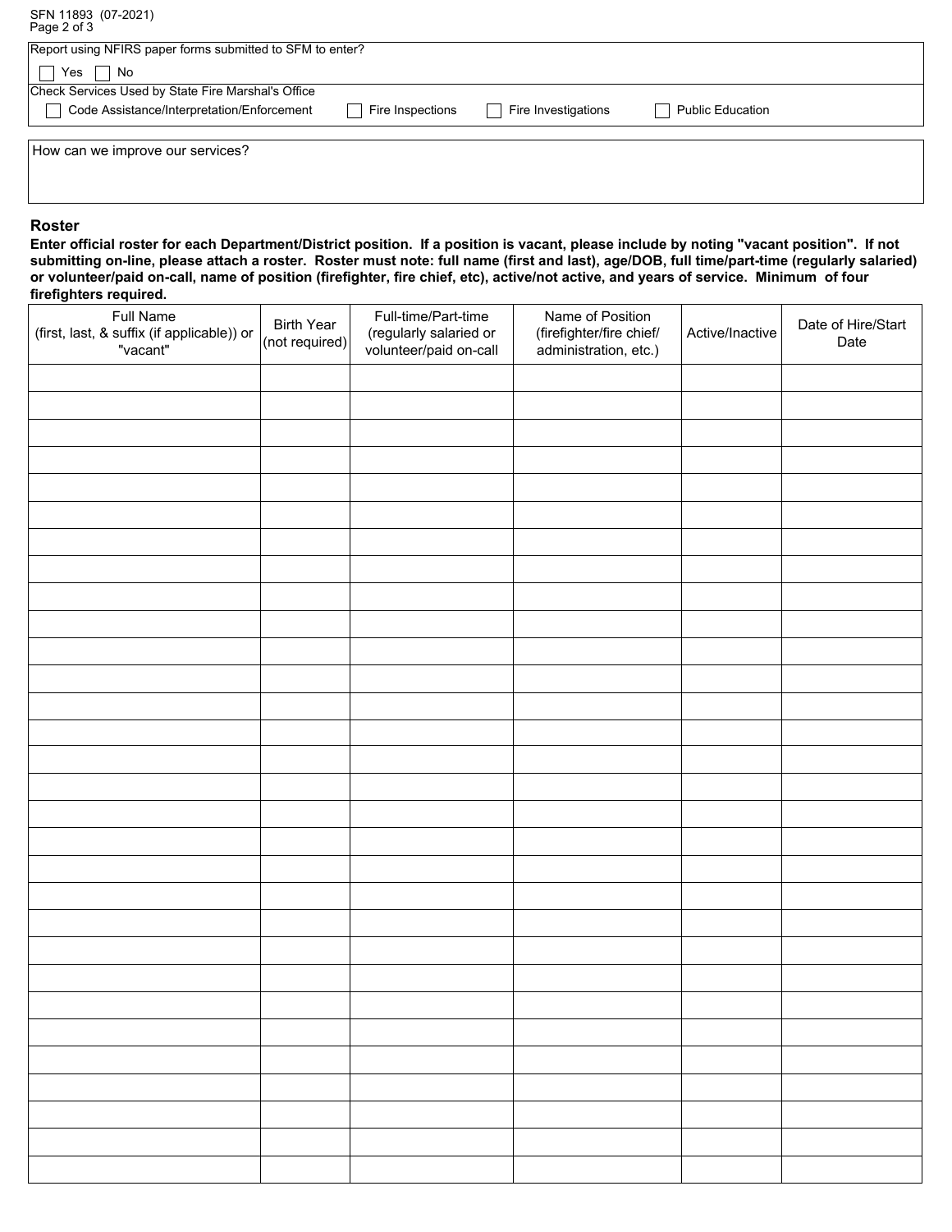SFN 11893 (07-2021)

Report using NFIRS paper forms submitted to SFM to enter?

☐ Yes ☐ No

Check Services Used by State Fire Marshal's Office

☐ Code Assistance/Interpretation/Enforcement ☐ Fire Inspections ☐ Fire Investigations ☐ Public Education

How can we improve our services?

## Roster

**Enter official roster for each Department/District position. If a position is vacant, please include by noting "vacant position". If not submitting on-line, please attach a roster. Roster must note: full name (first and last), age/DOB, full time/part-time (regularly salaried) or volunteer/paid on-call, name of position (firefighter, fire chief, etc), active/not active, and years of service. Minimum of four firefighters required.**

| Full Name (first, last, & suffix (if applicable)) or "vacant" | Birth Year (not required) | Full-time/Part-time (regularly salaried or volunteer/paid on-call | Name of Position (firefighter/fire chief/ administration, etc.) | Active/Inactive | Date of Hire/Start Date |
|---|---|---|---|---|---|
| | | | | | |
| | | | | | |
| | | | | | |
| | | | | | |
| | | | | | |
| | | | | | |
| | | | | | |
| | | | | | |
| | | | | | |
| | | | | | |
| | | | | | |
| | | | | | |
| | | | | | |
| | | | | | |
| | | | | | |
| | | | | | |
| | | | | | |
| | | | | | |
| | | | | | |
| | | | | | |
| | | | | | |
| | | | | | |
| | | | | | |
| | | | | | |
| | | | | | |
| | | | | | |
| | | | | | |
| | | | | | |
| | | | | | |
| | | | | | |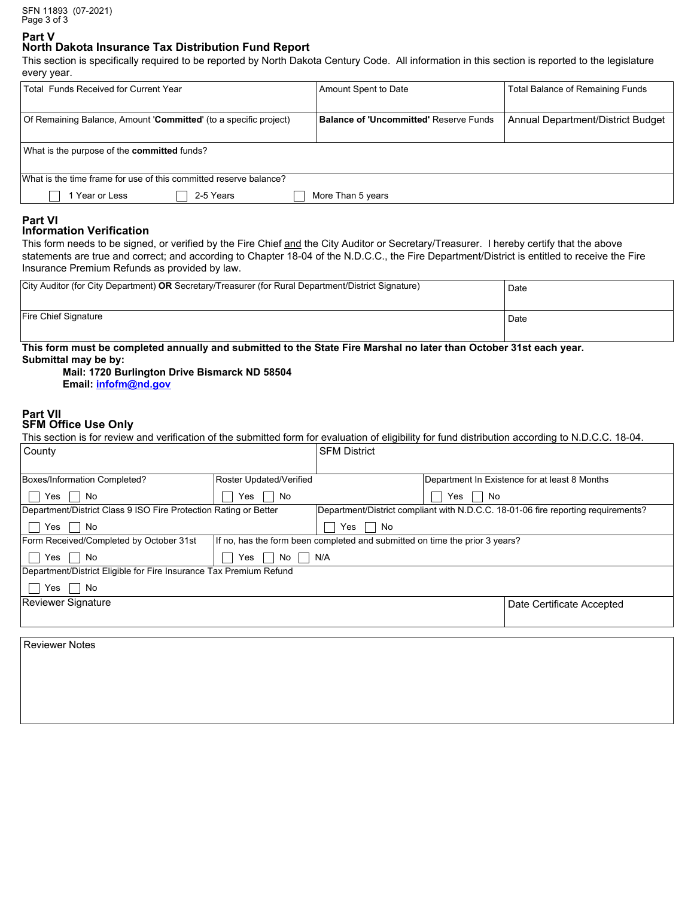## Part V
## North Dakota Insurance Tax Distribution Fund Report

This section is specifically required to be reported by North Dakota Century Code. All information in this section is reported to the legislature every year.

| | | |
|---|---|---|
| Total Funds Received for Current Year | Amount Spent to Date | Total Balance of Remaining Funds |
| Of Remaining Balance, Amount '**Committed**' (to a specific project) | **Balance of 'Uncommitted'** Reserve Funds | Annual Department/District Budget |
| What is the purpose of the **committed** funds? | | |
| What is the time frame for use of this committed reserve balance? ☐ 1 Year or Less ☐ 2-5 Years ☐ More Than 5 years | | |

## Part VI
## Information Verification

This form needs to be signed, or verified by the Fire Chief and the City Auditor or Secretary/Treasurer. I hereby certify that the above statements are true and correct; and according to Chapter 18-04 of the N.D.C.C., the Fire Department/District is entitled to receive the Fire Insurance Premium Refunds as provided by law.

| | |
|---|---|
| City Auditor (for City Department) **OR** Secretary/Treasurer (for Rural Department/District Signature) | Date |
| Fire Chief Signature | Date |

**This form must be completed annually and submitted to the State Fire Marshal no later than October 31st each year.**
**Submittal may be by:**

**Mail: 1720 Burlington Drive Bismarck ND 58504**
**Email: infofm@nd.gov**

## Part VII
## SFM Office Use Only

This section is for review and verification of the submitted form for evaluation of eligibility for fund distribution according to N.D.C.C. 18-04.

| | | |
|---|---|---|
| County | SFM District | |
| Boxes/Information Completed? ☐ Yes ☐ No | Roster Updated/Verified ☐ Yes ☐ No | Department In Existence for at least 8 Months ☐ Yes ☐ No |
| Department/District Class 9 ISO Fire Protection Rating or Better ☐ Yes ☐ No | Department/District compliant with N.D.C.C. 18-01-06 fire reporting requirements? ☐ Yes ☐ No | |
| Form Received/Completed by October 31st ☐ Yes ☐ No | If no, has the form been completed and submitted on time the prior 3 years? ☐ Yes ☐ No ☐ N/A | |
| Department/District Eligible for Fire Insurance Tax Premium Refund ☐ Yes ☐ No | | |
| Reviewer Signature | | Date Certificate Accepted |

| |
|---|
| Reviewer Notes |